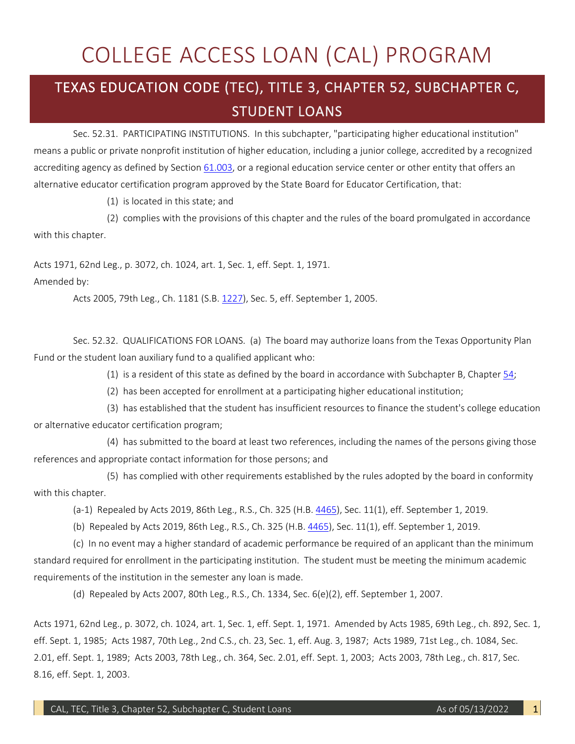# COLLEGE ACCESS LOAN (CAL) PROGRAM

## TEXAS EDUCATION CODE (TEC), TITLE 3, CHAPTER 52, SUBCHAPTER C, STUDENT LOANS

Sec. 52.31. PARTICIPATING INSTITUTIONS. In this subchapter, "participating higher educational institution" means a public or private nonprofit institution of higher education, including a junior college, accredited by a recognized accrediting agency as defined by Section 61.003, or a regional education service center or other entity that offers an alternative educator certification program approved by the State Board for Educator Certification, that:

(1) is located in this state; and

(2) complies with the provisions of this chapter and the rules of the board promulgated in accordance with this chapter.

Acts 1971, 62nd Leg., p. 3072, ch. 1024, art. 1, Sec. 1, eff. Sept. 1, 1971.

Amended by:

Acts 2005, 79th Leg., Ch. 1181 (S.B. 1227), Sec. 5, eff. September 1, 2005.

Sec. 52.32. QUALIFICATIONS FOR LOANS. (a) The board may authorize loans from the Texas Opportunity Plan Fund or the student loan auxiliary fund to a qualified applicant who:

(1) is a resident of this state as defined by the board in accordance with Subchapter B, Chapter 54;

(2) has been accepted for enrollment at a participating higher educational institution;

(3) has established that the student has insufficient resources to finance the student's college education or alternative educator certification program;

(4) has submitted to the board at least two references, including the names of the persons giving those references and appropriate contact information for those persons; and

(5) has complied with other requirements established by the rules adopted by the board in conformity with this chapter.

(a-1) Repealed by Acts 2019, 86th Leg., R.S., Ch. 325 (H.B. 4465), Sec. 11(1), eff. September 1, 2019.

(b) Repealed by Acts 2019, 86th Leg., R.S., Ch. 325 (H.B. 4465), Sec. 11(1), eff. September 1, 2019.

(c) In no event may a higher standard of academic performance be required of an applicant than the minimum standard required for enrollment in the participating institution. The student must be meeting the minimum academic requirements of the institution in the semester any loan is made.

(d) Repealed by Acts 2007, 80th Leg., R.S., Ch. 1334, Sec. 6(e)(2), eff. September 1, 2007.

Acts 1971, 62nd Leg., p. 3072, ch. 1024, art. 1, Sec. 1, eff. Sept. 1, 1971. Amended by Acts 1985, 69th Leg., ch. 892, Sec. 1, eff. Sept. 1, 1985; Acts 1987, 70th Leg., 2nd C.S., ch. 23, Sec. 1, eff. Aug. 3, 1987; Acts 1989, 71st Leg., ch. 1084, Sec. 2.01, eff. Sept. 1, 1989; Acts 2003, 78th Leg., ch. 364, Sec. 2.01, eff. Sept. 1, 2003; Acts 2003, 78th Leg., ch. 817, Sec. 8.16, eff. Sept. 1, 2003.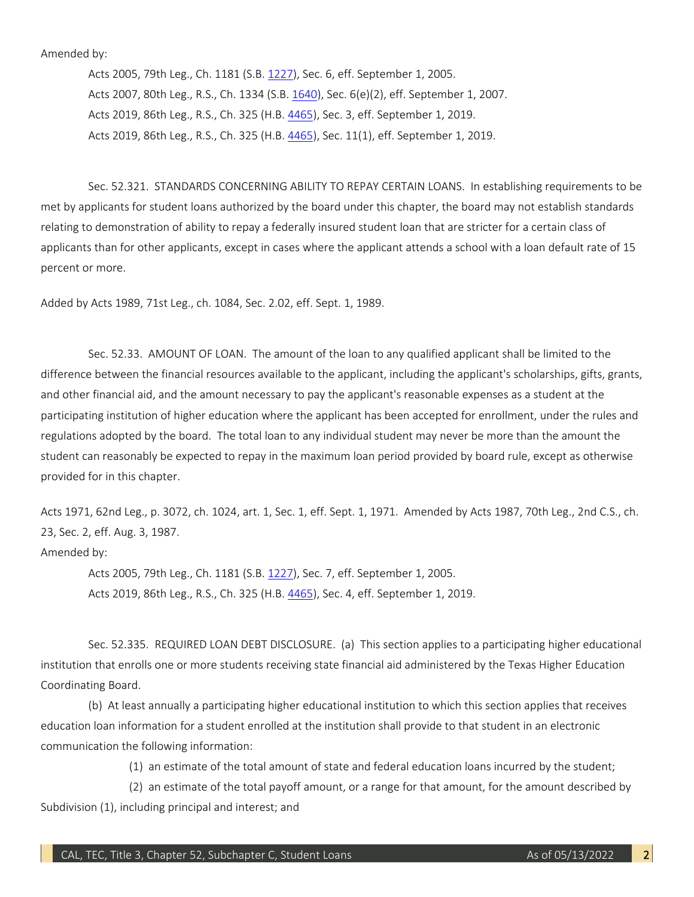Amended by:

Acts 2005, 79th Leg., Ch. 1181 (S.B. 1227), Sec. 6, eff. September 1, 2005.

Acts 2007, 80th Leg., R.S., Ch. 1334 (S.B. 1640), Sec. 6(e)(2), eff. September 1, 2007.

Acts 2019, 86th Leg., R.S., Ch. 325 (H.B. 4465), Sec. 3, eff. September 1, 2019.

Acts 2019, 86th Leg., R.S., Ch. 325 (H.B. 4465), Sec. 11(1), eff. September 1, 2019.

Sec. 52.321. STANDARDS CONCERNING ABILITY TO REPAY CERTAIN LOANS. In establishing requirements to be met by applicants for student loans authorized by the board under this chapter, the board may not establish standards relating to demonstration of ability to repay a federally insured student loan that are stricter for a certain class of applicants than for other applicants, except in cases where the applicant attends a school with a loan default rate of 15 percent or more.

Added by Acts 1989, 71st Leg., ch. 1084, Sec. 2.02, eff. Sept. 1, 1989.

Sec. 52.33. AMOUNT OF LOAN. The amount of the loan to any qualified applicant shall be limited to the difference between the financial resources available to the applicant, including the applicant's scholarships, gifts, grants, and other financial aid, and the amount necessary to pay the applicant's reasonable expenses as a student at the participating institution of higher education where the applicant has been accepted for enrollment, under the rules and regulations adopted by the board. The total loan to any individual student may never be more than the amount the student can reasonably be expected to repay in the maximum loan period provided by board rule, except as otherwise provided for in this chapter.

Acts 1971, 62nd Leg., p. 3072, ch. 1024, art. 1, Sec. 1, eff. Sept. 1, 1971. Amended by Acts 1987, 70th Leg., 2nd C.S., ch. 23, Sec. 2, eff. Aug. 3, 1987.

Amended by:

Acts 2005, 79th Leg., Ch. 1181 (S.B. 1227), Sec. 7, eff. September 1, 2005.

Acts 2019, 86th Leg., R.S., Ch. 325 (H.B. 4465), Sec. 4, eff. September 1, 2019.

Sec. 52.335. REQUIRED LOAN DEBT DISCLOSURE. (a) This section applies to a participating higher educational institution that enrolls one or more students receiving state financial aid administered by the Texas Higher Education Coordinating Board.

(b) At least annually a participating higher educational institution to which this section applies that receives education loan information for a student enrolled at the institution shall provide to that student in an electronic communication the following information:

(1) an estimate of the total amount of state and federal education loans incurred by the student;

(2) an estimate of the total payoff amount, or a range for that amount, for the amount described by Subdivision (1), including principal and interest; and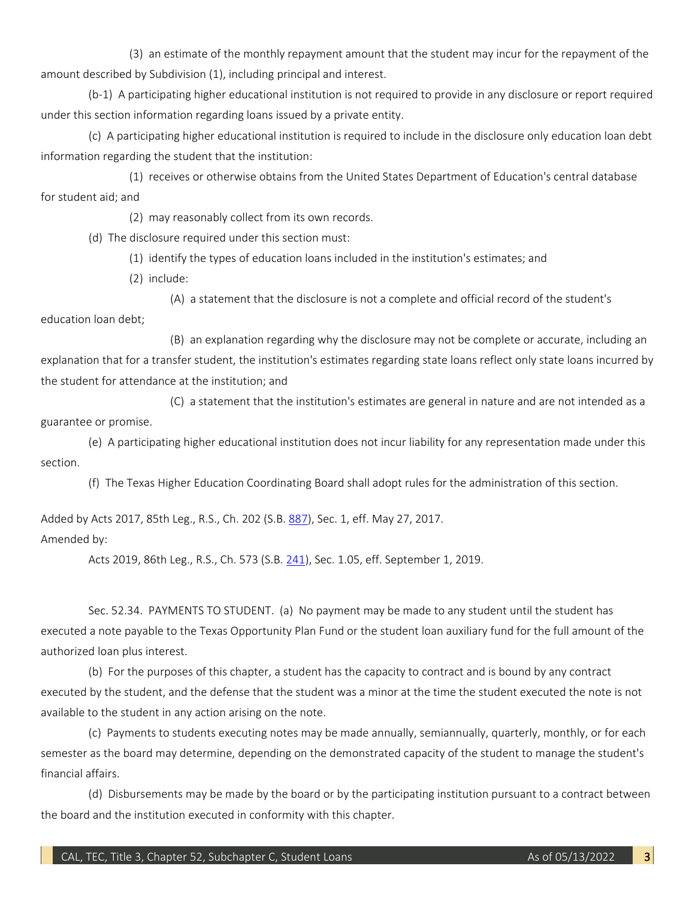(3) an estimate of the monthly repayment amount that the student may incur for the repayment of the amount described by Subdivision (1), including principal and interest.

(b-1) A participating higher educational institution is not required to provide in any disclosure or report required under this section information regarding loans issued by a private entity.

(c) A participating higher educational institution is required to include in the disclosure only education loan debt information regarding the student that the institution:

(1) receives or otherwise obtains from the United States Department of Education's central database for student aid; and

(2) may reasonably collect from its own records.

(d) The disclosure required under this section must:

(1) identify the types of education loans included in the institution's estimates; and

(2) include:

(A) a statement that the disclosure is not a complete and official record of the student's education loan debt;

(B) an explanation regarding why the disclosure may not be complete or accurate, including an explanation that for a transfer student, the institution's estimates regarding state loans reflect only state loans incurred by the student for attendance at the institution; and

(C) a statement that the institution's estimates are general in nature and are not intended as a guarantee or promise.

(e) A participating higher educational institution does not incur liability for any representation made under this section.

(f) The Texas Higher Education Coordinating Board shall adopt rules for the administration of this section.

Added by Acts 2017, 85th Leg., R.S., Ch. 202 (S.B. 887), Sec. 1, eff. May 27, 2017.
Amended by:

Acts 2019, 86th Leg., R.S., Ch. 573 (S.B. 241), Sec. 1.05, eff. September 1, 2019.

Sec. 52.34. PAYMENTS TO STUDENT. (a) No payment may be made to any student until the student has executed a note payable to the Texas Opportunity Plan Fund or the student loan auxiliary fund for the full amount of the authorized loan plus interest.

(b) For the purposes of this chapter, a student has the capacity to contract and is bound by any contract executed by the student, and the defense that the student was a minor at the time the student executed the note is not available to the student in any action arising on the note.

(c) Payments to students executing notes may be made annually, semiannually, quarterly, monthly, or for each semester as the board may determine, depending on the demonstrated capacity of the student to manage the student's financial affairs.

(d) Disbursements may be made by the board or by the participating institution pursuant to a contract between the board and the institution executed in conformity with this chapter.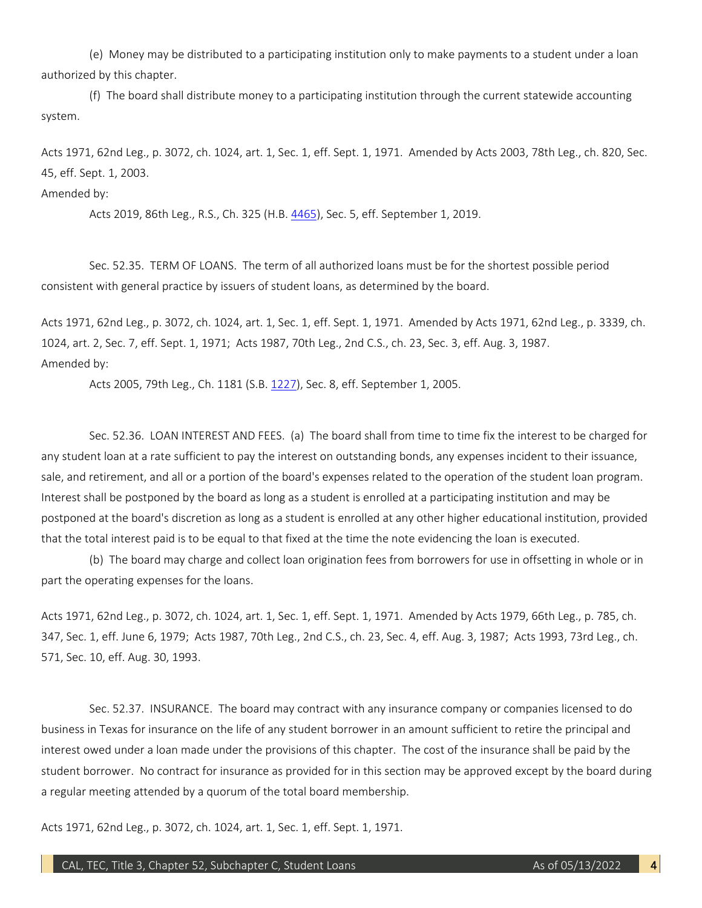(e) Money may be distributed to a participating institution only to make payments to a student under a loan authorized by this chapter.

(f) The board shall distribute money to a participating institution through the current statewide accounting system.

Acts 1971, 62nd Leg., p. 3072, ch. 1024, art. 1, Sec. 1, eff. Sept. 1, 1971. Amended by Acts 2003, 78th Leg., ch. 820, Sec. 45, eff. Sept. 1, 2003.

Amended by:

Acts 2019, 86th Leg., R.S., Ch. 325 (H.B. 4465), Sec. 5, eff. September 1, 2019.

Sec. 52.35. TERM OF LOANS. The term of all authorized loans must be for the shortest possible period consistent with general practice by issuers of student loans, as determined by the board.

Acts 1971, 62nd Leg., p. 3072, ch. 1024, art. 1, Sec. 1, eff. Sept. 1, 1971. Amended by Acts 1971, 62nd Leg., p. 3339, ch. 1024, art. 2, Sec. 7, eff. Sept. 1, 1971; Acts 1987, 70th Leg., 2nd C.S., ch. 23, Sec. 3, eff. Aug. 3, 1987.

Amended by:

Acts 2005, 79th Leg., Ch. 1181 (S.B. 1227), Sec. 8, eff. September 1, 2005.

Sec. 52.36. LOAN INTEREST AND FEES. (a) The board shall from time to time fix the interest to be charged for any student loan at a rate sufficient to pay the interest on outstanding bonds, any expenses incident to their issuance, sale, and retirement, and all or a portion of the board's expenses related to the operation of the student loan program. Interest shall be postponed by the board as long as a student is enrolled at a participating institution and may be postponed at the board's discretion as long as a student is enrolled at any other higher educational institution, provided that the total interest paid is to be equal to that fixed at the time the note evidencing the loan is executed.

(b) The board may charge and collect loan origination fees from borrowers for use in offsetting in whole or in part the operating expenses for the loans.

Acts 1971, 62nd Leg., p. 3072, ch. 1024, art. 1, Sec. 1, eff. Sept. 1, 1971. Amended by Acts 1979, 66th Leg., p. 785, ch. 347, Sec. 1, eff. June 6, 1979; Acts 1987, 70th Leg., 2nd C.S., ch. 23, Sec. 4, eff. Aug. 3, 1987; Acts 1993, 73rd Leg., ch. 571, Sec. 10, eff. Aug. 30, 1993.

Sec. 52.37. INSURANCE. The board may contract with any insurance company or companies licensed to do business in Texas for insurance on the life of any student borrower in an amount sufficient to retire the principal and interest owed under a loan made under the provisions of this chapter. The cost of the insurance shall be paid by the student borrower. No contract for insurance as provided for in this section may be approved except by the board during a regular meeting attended by a quorum of the total board membership.

Acts 1971, 62nd Leg., p. 3072, ch. 1024, art. 1, Sec. 1, eff. Sept. 1, 1971.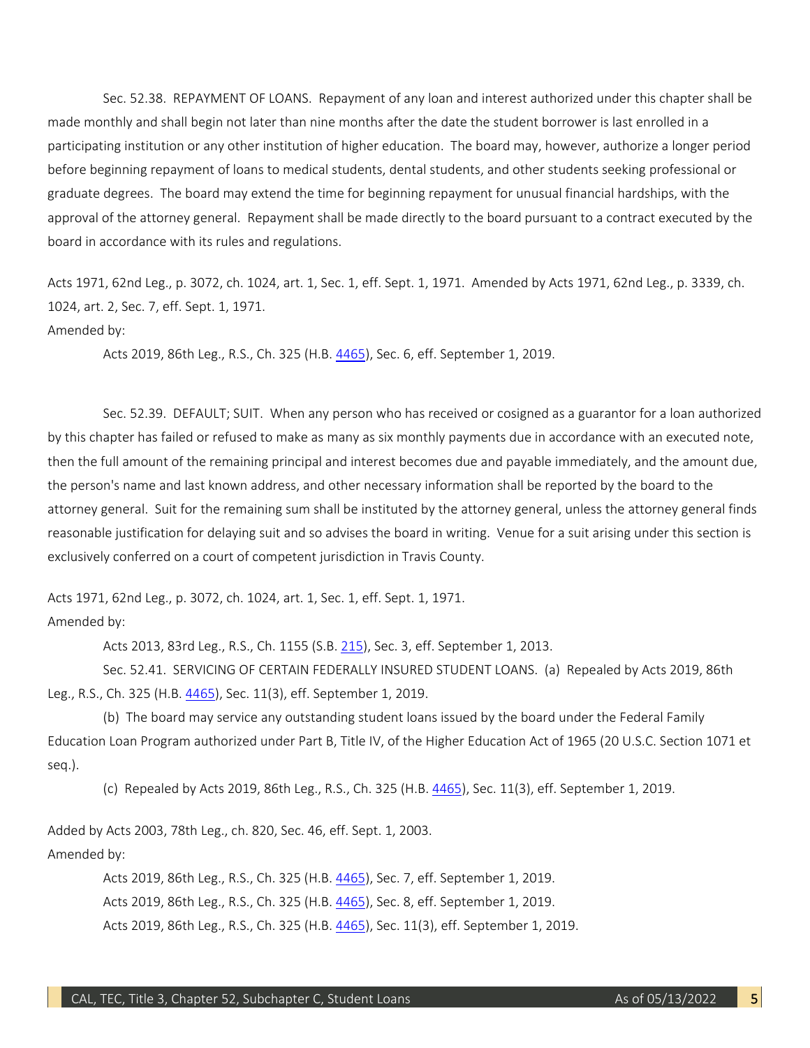Sec. 52.38. REPAYMENT OF LOANS. Repayment of any loan and interest authorized under this chapter shall be made monthly and shall begin not later than nine months after the date the student borrower is last enrolled in a participating institution or any other institution of higher education. The board may, however, authorize a longer period before beginning repayment of loans to medical students, dental students, and other students seeking professional or graduate degrees. The board may extend the time for beginning repayment for unusual financial hardships, with the approval of the attorney general. Repayment shall be made directly to the board pursuant to a contract executed by the board in accordance with its rules and regulations.

Acts 1971, 62nd Leg., p. 3072, ch. 1024, art. 1, Sec. 1, eff. Sept. 1, 1971. Amended by Acts 1971, 62nd Leg., p. 3339, ch. 1024, art. 2, Sec. 7, eff. Sept. 1, 1971.

Amended by:

Acts 2019, 86th Leg., R.S., Ch. 325 (H.B. 4465), Sec. 6, eff. September 1, 2019.

Sec. 52.39. DEFAULT; SUIT. When any person who has received or cosigned as a guarantor for a loan authorized by this chapter has failed or refused to make as many as six monthly payments due in accordance with an executed note, then the full amount of the remaining principal and interest becomes due and payable immediately, and the amount due, the person's name and last known address, and other necessary information shall be reported by the board to the attorney general. Suit for the remaining sum shall be instituted by the attorney general, unless the attorney general finds reasonable justification for delaying suit and so advises the board in writing. Venue for a suit arising under this section is exclusively conferred on a court of competent jurisdiction in Travis County.

Acts 1971, 62nd Leg., p. 3072, ch. 1024, art. 1, Sec. 1, eff. Sept. 1, 1971.

Amended by:

Acts 2013, 83rd Leg., R.S., Ch. 1155 (S.B. 215), Sec. 3, eff. September 1, 2013.

Sec. 52.41. SERVICING OF CERTAIN FEDERALLY INSURED STUDENT LOANS. (a) Repealed by Acts 2019, 86th Leg., R.S., Ch. 325 (H.B. 4465), Sec. 11(3), eff. September 1, 2019.

(b) The board may service any outstanding student loans issued by the board under the Federal Family Education Loan Program authorized under Part B, Title IV, of the Higher Education Act of 1965 (20 U.S.C. Section 1071 et seq.).

(c) Repealed by Acts 2019, 86th Leg., R.S., Ch. 325 (H.B. 4465), Sec. 11(3), eff. September 1, 2019.

Added by Acts 2003, 78th Leg., ch. 820, Sec. 46, eff. Sept. 1, 2003.

Amended by:

Acts 2019, 86th Leg., R.S., Ch. 325 (H.B. 4465), Sec. 7, eff. September 1, 2019.

Acts 2019, 86th Leg., R.S., Ch. 325 (H.B. 4465), Sec. 8, eff. September 1, 2019.

Acts 2019, 86th Leg., R.S., Ch. 325 (H.B. 4465), Sec. 11(3), eff. September 1, 2019.